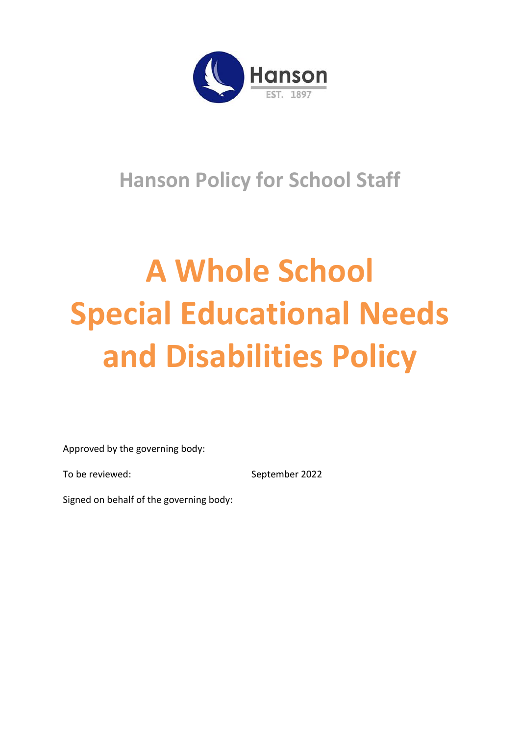Hanson

EST. 1897

## Hanson Policy for School Staff

# A Whole School Special Educational Needs and Disabilities Policy

Approved by the governing body:

To be reviewed: September 2022

Signed on behalf of the governing body: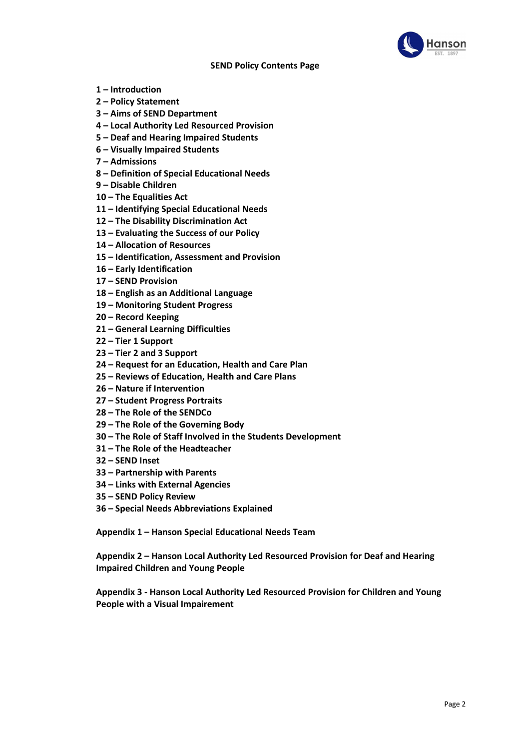**SEND Policy Contents Page**

**1 – Introduction**
**2 – Policy Statement**
**3 – Aims of SEND Department**
**4 – Local Authority Led Resourced Provision**
**5 – Deaf and Hearing Impaired Students**
**6 – Visually Impaired Students**
**7 – Admissions**
**8 – Definition of Special Educational Needs**
**9 – Disable Children**
**10 – The Equalities Act**
**11 – Identifying Special Educational Needs**
**12 – The Disability Discrimination Act**
**13 – Evaluating the Success of our Policy**
**14 – Allocation of Resources**
**15 – Identification, Assessment and Provision**
**16 – Early Identification**
**17 – SEND Provision**
**18 – English as an Additional Language**
**19 – Monitoring Student Progress**
**20 – Record Keeping**
**21 – General Learning Difficulties**
**22 – Tier 1 Support**
**23 – Tier 2 and 3 Support**
**24 – Request for an Education, Health and Care Plan**
**25 – Reviews of Education, Health and Care Plans**
**26 – Nature if Intervention**
**27 – Student Progress Portraits**
**28 – The Role of the SENDCo**
**29 – The Role of the Governing Body**
**30 – The Role of Staff Involved in the Students Development**
**31 – The Role of the Headteacher**
**32 – SEND Inset**
**33 – Partnership with Parents**
**34 – Links with External Agencies**
**35 – SEND Policy Review**
**36 – Special Needs Abbreviations Explained**

**Appendix 1 – Hanson Special Educational Needs Team**

**Appendix 2 – Hanson Local Authority Led Resourced Provision for Deaf and Hearing Impaired Children and Young People**

**Appendix 3 - Hanson Local Authority Led Resourced Provision for Children and Young People with a Visual Impairement**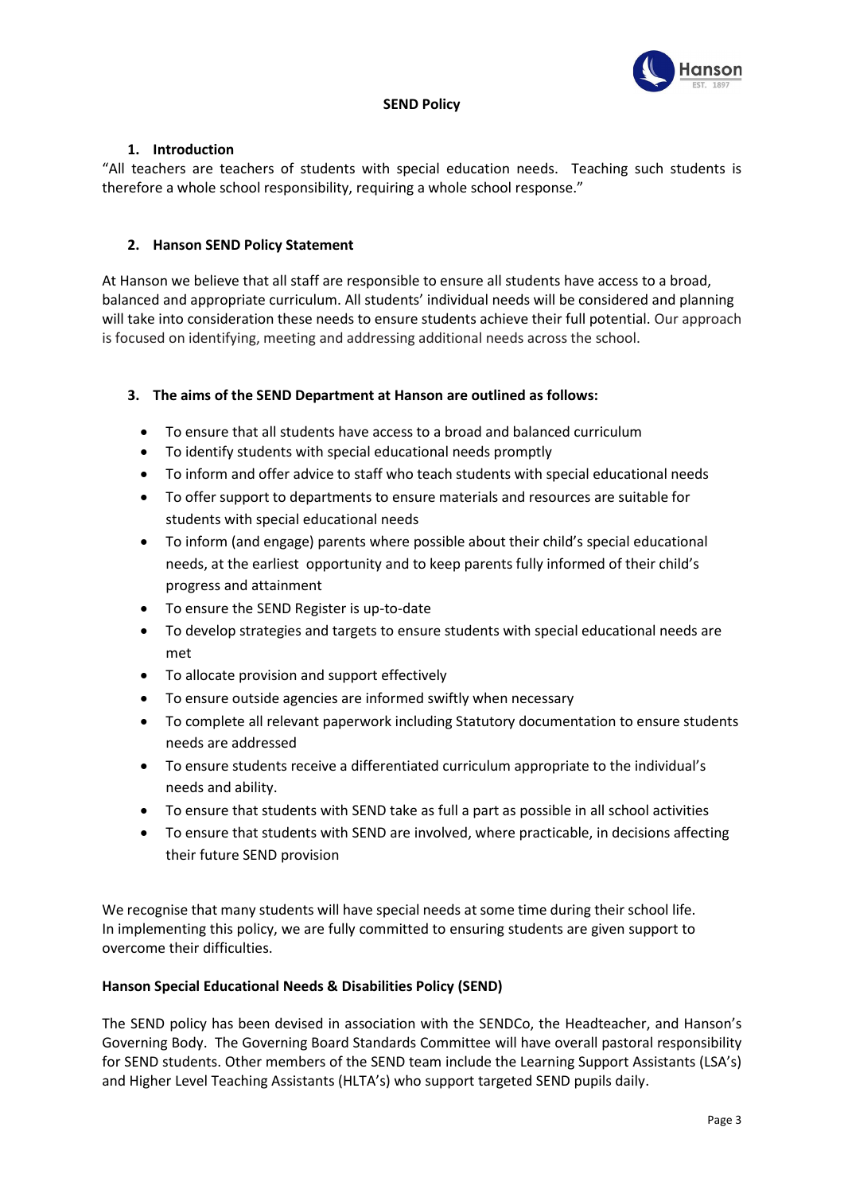# SEND Policy

## 1. Introduction

"All teachers are teachers of students with special education needs. Teaching such students is therefore a whole school responsibility, requiring a whole school response."

## 2. Hanson SEND Policy Statement

At Hanson we believe that all staff are responsible to ensure all students have access to a broad, balanced and appropriate curriculum. All students' individual needs will be considered and planning will take into consideration these needs to ensure students achieve their full potential. Our approach is focused on identifying, meeting and addressing additional needs across the school.

## 3. The aims of the SEND Department at Hanson are outlined as follows:

- To ensure that all students have access to a broad and balanced curriculum
- To identify students with special educational needs promptly
- To inform and offer advice to staff who teach students with special educational needs
- To offer support to departments to ensure materials and resources are suitable for students with special educational needs
- To inform (and engage) parents where possible about their child's special educational needs, at the earliest opportunity and to keep parents fully informed of their child's progress and attainment
- To ensure the SEND Register is up-to-date
- To develop strategies and targets to ensure students with special educational needs are met
- To allocate provision and support effectively
- To ensure outside agencies are informed swiftly when necessary
- To complete all relevant paperwork including Statutory documentation to ensure students needs are addressed
- To ensure students receive a differentiated curriculum appropriate to the individual's needs and ability.
- To ensure that students with SEND take as full a part as possible in all school activities
- To ensure that students with SEND are involved, where practicable, in decisions affecting their future SEND provision

We recognise that many students will have special needs at some time during their school life. In implementing this policy, we are fully committed to ensuring students are given support to overcome their difficulties.

**Hanson Special Educational Needs & Disabilities Policy (SEND)**

The SEND policy has been devised in association with the SENDCo, the Headteacher, and Hanson's Governing Body. The Governing Board Standards Committee will have overall pastoral responsibility for SEND students. Other members of the SEND team include the Learning Support Assistants (LSA's) and Higher Level Teaching Assistants (HLTA's) who support targeted SEND pupils daily.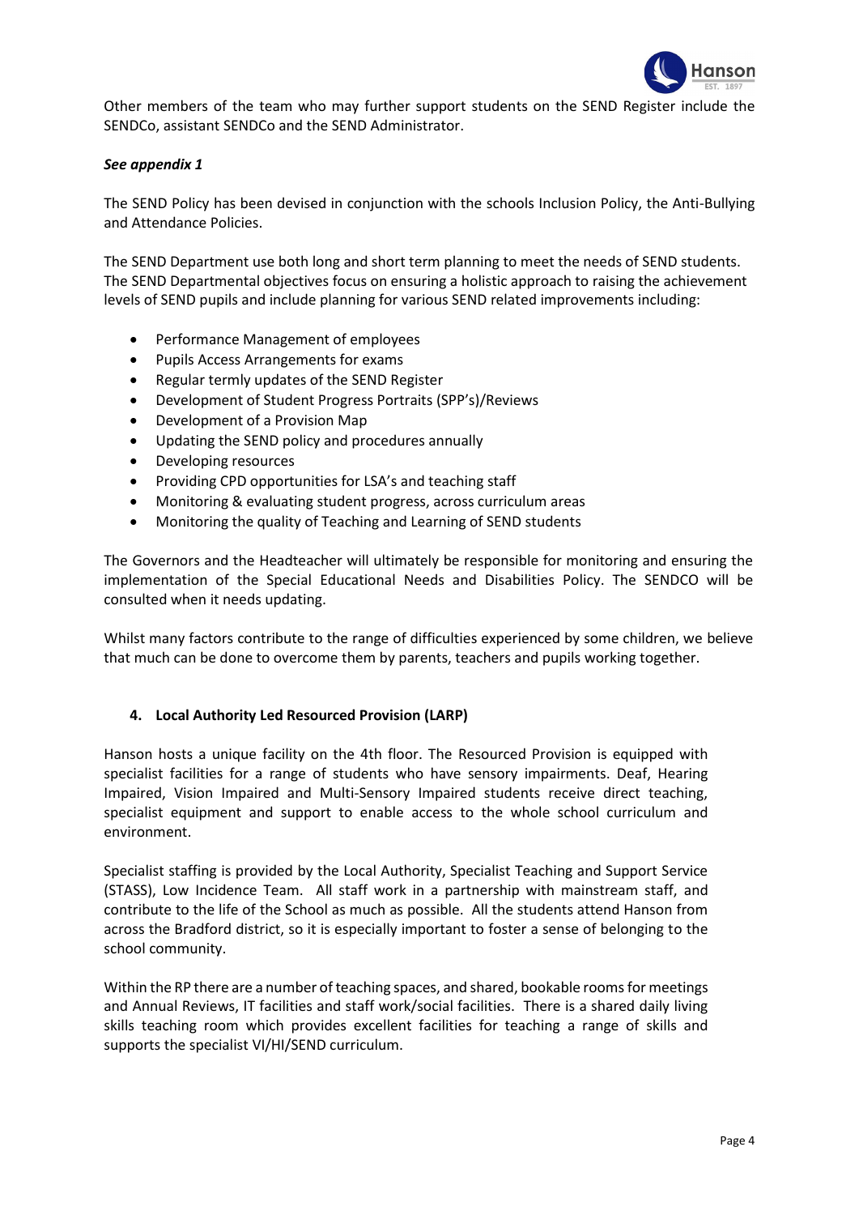Other members of the team who may further support students on the SEND Register include the SENDCo, assistant SENDCo and the SEND Administrator.

***See appendix 1***

The SEND Policy has been devised in conjunction with the schools Inclusion Policy, the Anti-Bullying and Attendance Policies.

The SEND Department use both long and short term planning to meet the needs of SEND students. The SEND Departmental objectives focus on ensuring a holistic approach to raising the achievement levels of SEND pupils and include planning for various SEND related improvements including:

- Performance Management of employees
- Pupils Access Arrangements for exams
- Regular termly updates of the SEND Register
- Development of Student Progress Portraits (SPP's)/Reviews
- Development of a Provision Map
- Updating the SEND policy and procedures annually
- Developing resources
- Providing CPD opportunities for LSA's and teaching staff
- Monitoring & evaluating student progress, across curriculum areas
- Monitoring the quality of Teaching and Learning of SEND students

The Governors and the Headteacher will ultimately be responsible for monitoring and ensuring the implementation of the Special Educational Needs and Disabilities Policy. The SENDCO will be consulted when it needs updating.

Whilst many factors contribute to the range of difficulties experienced by some children, we believe that much can be done to overcome them by parents, teachers and pupils working together.

## 4. Local Authority Led Resourced Provision (LARP)

Hanson hosts a unique facility on the 4th floor. The Resourced Provision is equipped with specialist facilities for a range of students who have sensory impairments. Deaf, Hearing Impaired, Vision Impaired and Multi-Sensory Impaired students receive direct teaching, specialist equipment and support to enable access to the whole school curriculum and environment.

Specialist staffing is provided by the Local Authority, Specialist Teaching and Support Service (STASS), Low Incidence Team. All staff work in a partnership with mainstream staff, and contribute to the life of the School as much as possible. All the students attend Hanson from across the Bradford district, so it is especially important to foster a sense of belonging to the school community.

Within the RP there are a number of teaching spaces, and shared, bookable rooms for meetings and Annual Reviews, IT facilities and staff work/social facilities. There is a shared daily living skills teaching room which provides excellent facilities for teaching a range of skills and supports the specialist VI/HI/SEND curriculum.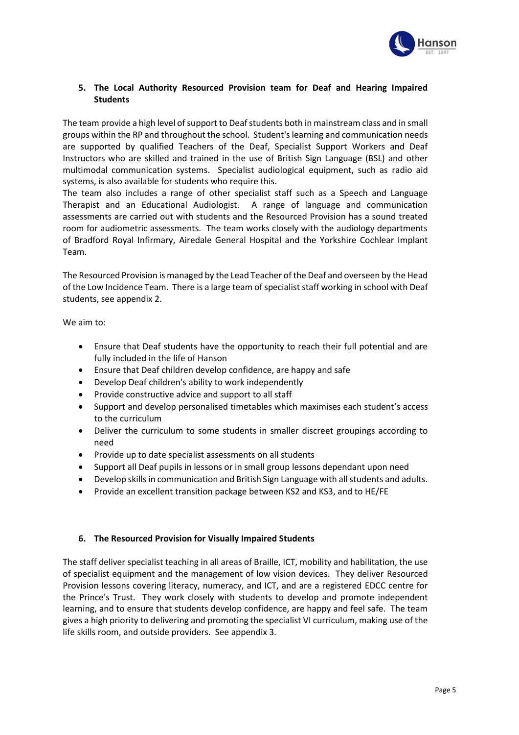## 5. The Local Authority Resourced Provision team for Deaf and Hearing Impaired Students

The team provide a high level of support to Deaf students both in mainstream class and in small groups within the RP and throughout the school. Student's learning and communication needs are supported by qualified Teachers of the Deaf, Specialist Support Workers and Deaf Instructors who are skilled and trained in the use of British Sign Language (BSL) and other multimodal communication systems. Specialist audiological equipment, such as radio aid systems, is also available for students who require this.
The team also includes a range of other specialist staff such as a Speech and Language Therapist and an Educational Audiologist. A range of language and communication assessments are carried out with students and the Resourced Provision has a sound treated room for audiometric assessments. The team works closely with the audiology departments of Bradford Royal Infirmary, Airedale General Hospital and the Yorkshire Cochlear Implant Team.

The Resourced Provision is managed by the Lead Teacher of the Deaf and overseen by the Head of the Low Incidence Team. There is a large team of specialist staff working in school with Deaf students, see appendix 2.

We aim to:

- Ensure that Deaf students have the opportunity to reach their full potential and are fully included in the life of Hanson
- Ensure that Deaf children develop confidence, are happy and safe
- Develop Deaf children's ability to work independently
- Provide constructive advice and support to all staff
- Support and develop personalised timetables which maximises each student's access to the curriculum
- Deliver the curriculum to some students in smaller discreet groupings according to need
- Provide up to date specialist assessments on all students
- Support all Deaf pupils in lessons or in small group lessons dependant upon need
- Develop skills in communication and British Sign Language with all students and adults.
- Provide an excellent transition package between KS2 and KS3, and to HE/FE

## 6. The Resourced Provision for Visually Impaired Students

The staff deliver specialist teaching in all areas of Braille, ICT, mobility and habilitation, the use of specialist equipment and the management of low vision devices. They deliver Resourced Provision lessons covering literacy, numeracy, and ICT, and are a registered EDCC centre for the Prince's Trust. They work closely with students to develop and promote independent learning, and to ensure that students develop confidence, are happy and feel safe. The team gives a high priority to delivering and promoting the specialist VI curriculum, making use of the life skills room, and outside providers. See appendix 3.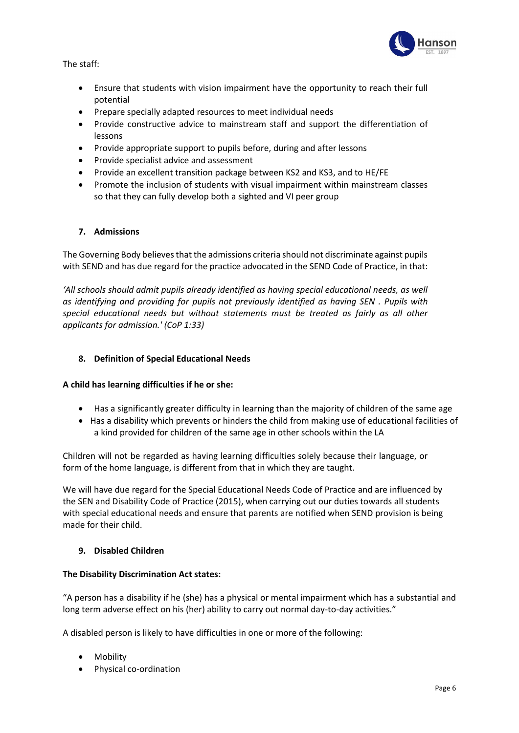The staff:

- Ensure that students with vision impairment have the opportunity to reach their full potential
- Prepare specially adapted resources to meet individual needs
- Provide constructive advice to mainstream staff and support the differentiation of lessons
- Provide appropriate support to pupils before, during and after lessons
- Provide specialist advice and assessment
- Provide an excellent transition package between KS2 and KS3, and to HE/FE
- Promote the inclusion of students with visual impairment within mainstream classes so that they can fully develop both a sighted and VI peer group

## 7. Admissions

The Governing Body believes that the admissions criteria should not discriminate against pupils with SEND and has due regard for the practice advocated in the SEND Code of Practice, in that:

*'All schools should admit pupils already identified as having special educational needs, as well as identifying and providing for pupils not previously identified as having SEN . Pupils with special educational needs but without statements must be treated as fairly as all other applicants for admission.' (CoP 1:33)*

## 8. Definition of Special Educational Needs

**A child has learning difficulties if he or she:**

- Has a significantly greater difficulty in learning than the majority of children of the same age
- Has a disability which prevents or hinders the child from making use of educational facilities of a kind provided for children of the same age in other schools within the LA

Children will not be regarded as having learning difficulties solely because their language, or form of the home language, is different from that in which they are taught.

We will have due regard for the Special Educational Needs Code of Practice and are influenced by the SEN and Disability Code of Practice (2015), when carrying out our duties towards all students with special educational needs and ensure that parents are notified when SEND provision is being made for their child.

## 9. Disabled Children

**The Disability Discrimination Act states:**

"A person has a disability if he (she) has a physical or mental impairment which has a substantial and long term adverse effect on his (her) ability to carry out normal day-to-day activities."

A disabled person is likely to have difficulties in one or more of the following:

- Mobility
- Physical co-ordination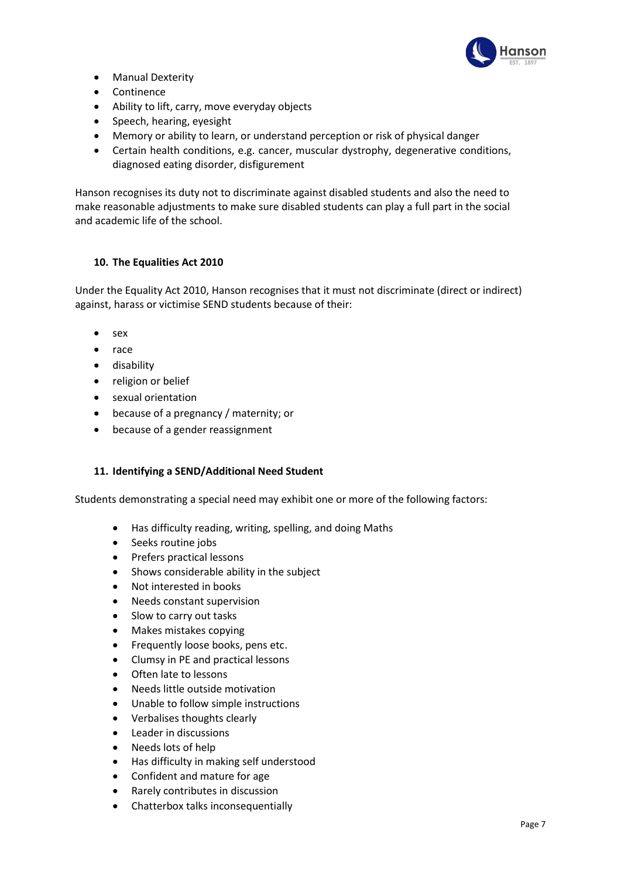- Manual Dexterity
- Continence
- Ability to lift, carry, move everyday objects
- Speech, hearing, eyesight
- Memory or ability to learn, or understand perception or risk of physical danger
- Certain health conditions, e.g. cancer, muscular dystrophy, degenerative conditions, diagnosed eating disorder, disfigurement

Hanson recognises its duty not to discriminate against disabled students and also the need to make reasonable adjustments to make sure disabled students can play a full part in the social and academic life of the school.

## 10. The Equalities Act 2010

Under the Equality Act 2010, Hanson recognises that it must not discriminate (direct or indirect) against, harass or victimise SEND students because of their:

- sex
- race
- disability
- religion or belief
- sexual orientation
- because of a pregnancy / maternity; or
- because of a gender reassignment

## 11. Identifying a SEND/Additional Need Student

Students demonstrating a special need may exhibit one or more of the following factors:

- Has difficulty reading, writing, spelling, and doing Maths
- Seeks routine jobs
- Prefers practical lessons
- Shows considerable ability in the subject
- Not interested in books
- Needs constant supervision
- Slow to carry out tasks
- Makes mistakes copying
- Frequently loose books, pens etc.
- Clumsy in PE and practical lessons
- Often late to lessons
- Needs little outside motivation
- Unable to follow simple instructions
- Verbalises thoughts clearly
- Leader in discussions
- Needs lots of help
- Has difficulty in making self understood
- Confident and mature for age
- Rarely contributes in discussion
- Chatterbox talks inconsequentially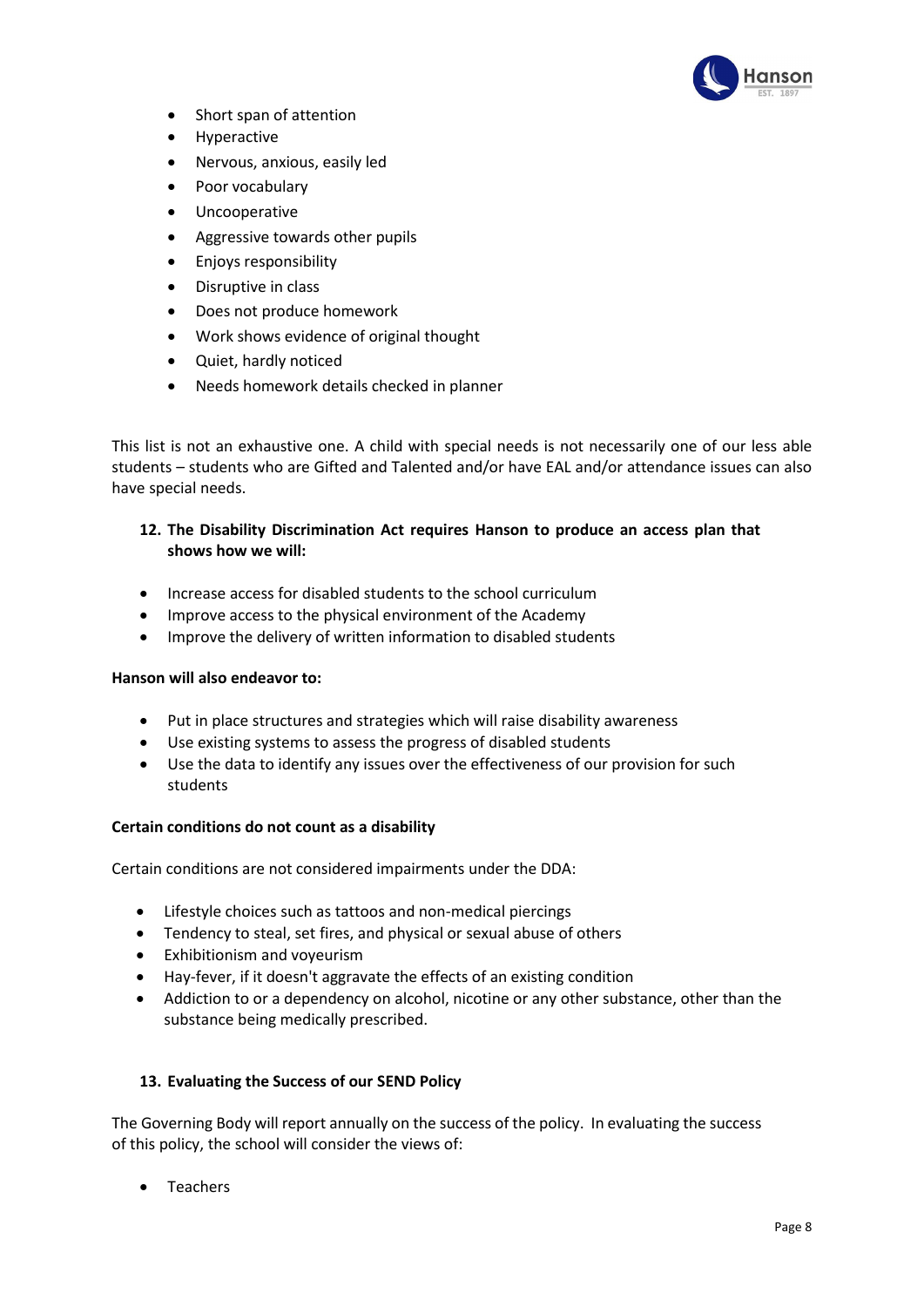- Short span of attention
- Hyperactive
- Nervous, anxious, easily led
- Poor vocabulary
- Uncooperative
- Aggressive towards other pupils
- Enjoys responsibility
- Disruptive in class
- Does not produce homework
- Work shows evidence of original thought
- Quiet, hardly noticed
- Needs homework details checked in planner

This list is not an exhaustive one. A child with special needs is not necessarily one of our less able students – students who are Gifted and Talented and/or have EAL and/or attendance issues can also have special needs.

## 12. The Disability Discrimination Act requires Hanson to produce an access plan that shows how we will:

- Increase access for disabled students to the school curriculum
- Improve access to the physical environment of the Academy
- Improve the delivery of written information to disabled students

**Hanson will also endeavor to:**

- Put in place structures and strategies which will raise disability awareness
- Use existing systems to assess the progress of disabled students
- Use the data to identify any issues over the effectiveness of our provision for such students

**Certain conditions do not count as a disability**

Certain conditions are not considered impairments under the DDA:

- Lifestyle choices such as tattoos and non-medical piercings
- Tendency to steal, set fires, and physical or sexual abuse of others
- Exhibitionism and voyeurism
- Hay-fever, if it doesn't aggravate the effects of an existing condition
- Addiction to or a dependency on alcohol, nicotine or any other substance, other than the substance being medically prescribed.

## 13. Evaluating the Success of our SEND Policy

The Governing Body will report annually on the success of the policy. In evaluating the success of this policy, the school will consider the views of:

- Teachers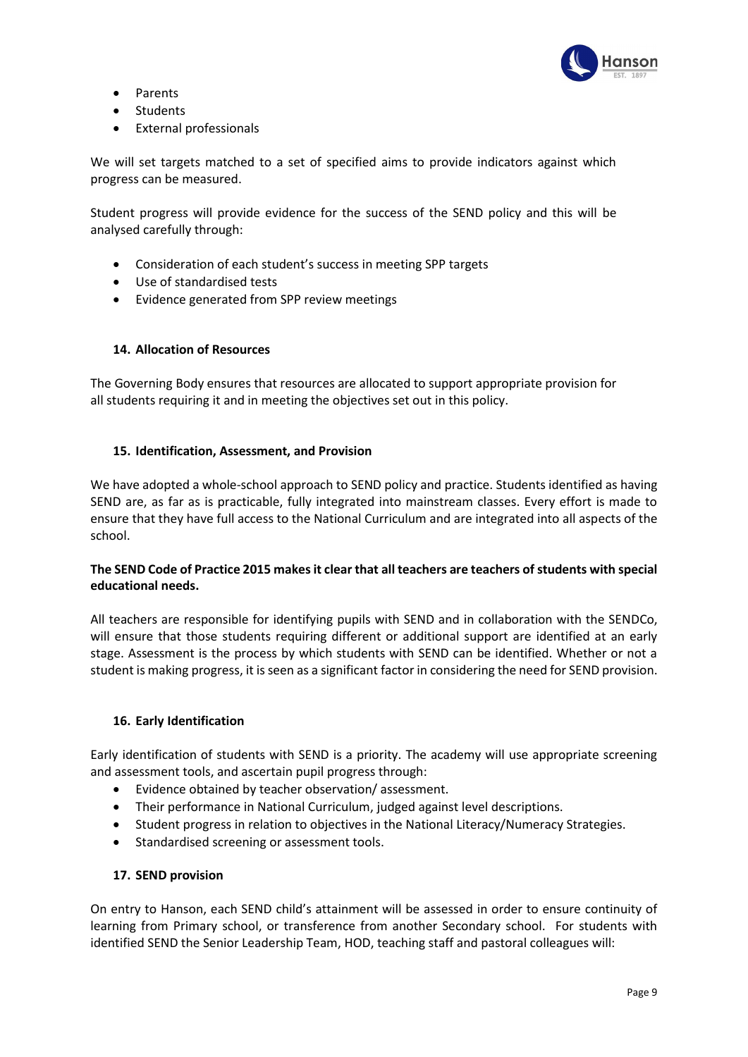- Parents
- Students
- External professionals

We will set targets matched to a set of specified aims to provide indicators against which progress can be measured.

Student progress will provide evidence for the success of the SEND policy and this will be analysed carefully through:

- Consideration of each student's success in meeting SPP targets
- Use of standardised tests
- Evidence generated from SPP review meetings

## 14. Allocation of Resources

The Governing Body ensures that resources are allocated to support appropriate provision for all students requiring it and in meeting the objectives set out in this policy.

## 15. Identification, Assessment, and Provision

We have adopted a whole-school approach to SEND policy and practice. Students identified as having SEND are, as far as is practicable, fully integrated into mainstream classes. Every effort is made to ensure that they have full access to the National Curriculum and are integrated into all aspects of the school.

**The SEND Code of Practice 2015 makes it clear that all teachers are teachers of students with special educational needs.**

All teachers are responsible for identifying pupils with SEND and in collaboration with the SENDCo, will ensure that those students requiring different or additional support are identified at an early stage. Assessment is the process by which students with SEND can be identified. Whether or not a student is making progress, it is seen as a significant factor in considering the need for SEND provision.

## 16. Early Identification

Early identification of students with SEND is a priority. The academy will use appropriate screening and assessment tools, and ascertain pupil progress through:

- Evidence obtained by teacher observation/ assessment.
- Their performance in National Curriculum, judged against level descriptions.
- Student progress in relation to objectives in the National Literacy/Numeracy Strategies.
- Standardised screening or assessment tools.

## 17. SEND provision

On entry to Hanson, each SEND child's attainment will be assessed in order to ensure continuity of learning from Primary school, or transference from another Secondary school. For students with identified SEND the Senior Leadership Team, HOD, teaching staff and pastoral colleagues will: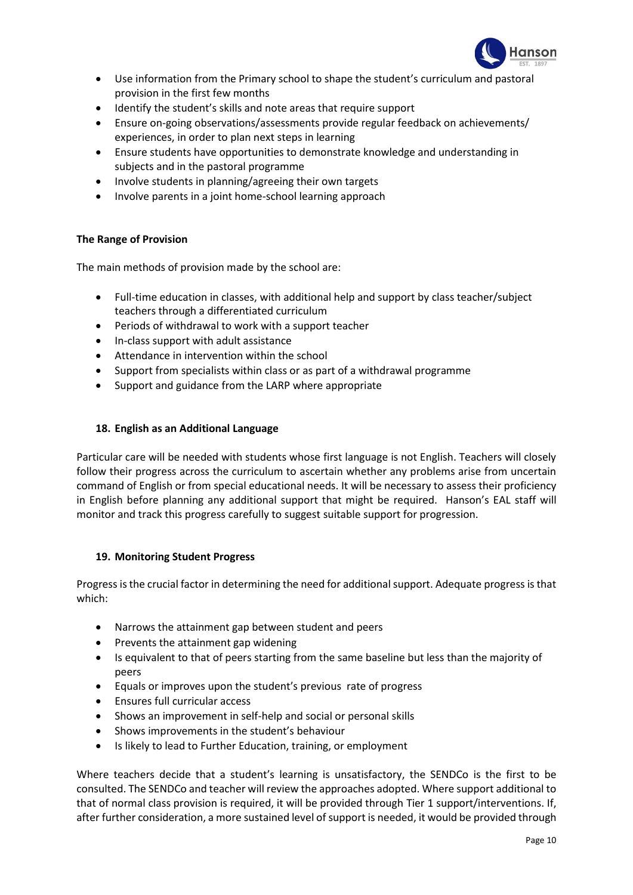- Use information from the Primary school to shape the student's curriculum and pastoral provision in the first few months
- Identify the student's skills and note areas that require support
- Ensure on-going observations/assessments provide regular feedback on achievements/ experiences, in order to plan next steps in learning
- Ensure students have opportunities to demonstrate knowledge and understanding in subjects and in the pastoral programme
- Involve students in planning/agreeing their own targets
- Involve parents in a joint home-school learning approach

**The Range of Provision**

The main methods of provision made by the school are:

- Full-time education in classes, with additional help and support by class teacher/subject teachers through a differentiated curriculum
- Periods of withdrawal to work with a support teacher
- In-class support with adult assistance
- Attendance in intervention within the school
- Support from specialists within class or as part of a withdrawal programme
- Support and guidance from the LARP where appropriate

## 18. English as an Additional Language

Particular care will be needed with students whose first language is not English. Teachers will closely follow their progress across the curriculum to ascertain whether any problems arise from uncertain command of English or from special educational needs. It will be necessary to assess their proficiency in English before planning any additional support that might be required. Hanson's EAL staff will monitor and track this progress carefully to suggest suitable support for progression.

## 19. Monitoring Student Progress

Progress is the crucial factor in determining the need for additional support. Adequate progress is that which:

- Narrows the attainment gap between student and peers
- Prevents the attainment gap widening
- Is equivalent to that of peers starting from the same baseline but less than the majority of peers
- Equals or improves upon the student's previous rate of progress
- Ensures full curricular access
- Shows an improvement in self-help and social or personal skills
- Shows improvements in the student's behaviour
- Is likely to lead to Further Education, training, or employment

Where teachers decide that a student's learning is unsatisfactory, the SENDCo is the first to be consulted. The SENDCo and teacher will review the approaches adopted. Where support additional to that of normal class provision is required, it will be provided through Tier 1 support/interventions. If, after further consideration, a more sustained level of support is needed, it would be provided through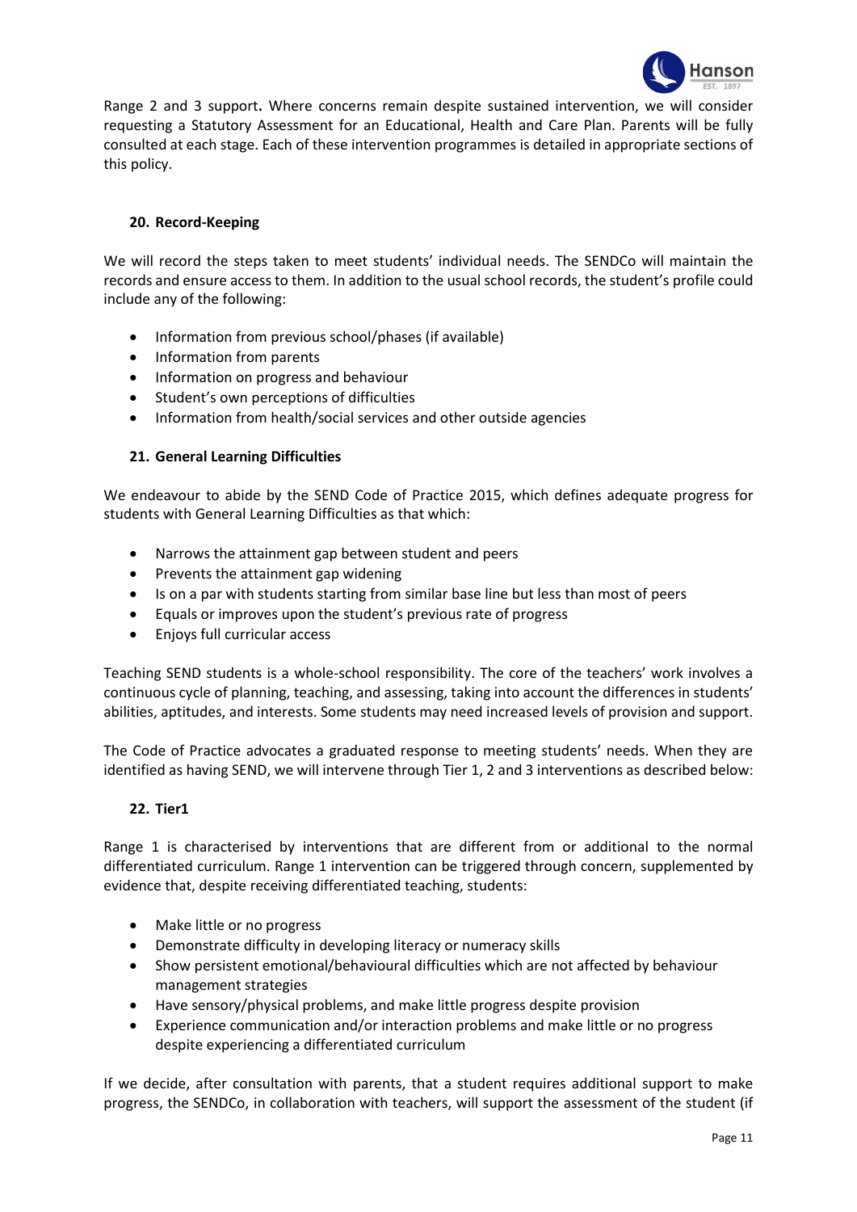Range 2 and 3 support**.** Where concerns remain despite sustained intervention, we will consider requesting a Statutory Assessment for an Educational, Health and Care Plan. Parents will be fully consulted at each stage. Each of these intervention programmes is detailed in appropriate sections of this policy.

### 20. Record-Keeping

We will record the steps taken to meet students' individual needs. The SENDCo will maintain the records and ensure access to them. In addition to the usual school records, the student's profile could include any of the following:

- Information from previous school/phases (if available)
- Information from parents
- Information on progress and behaviour
- Student's own perceptions of difficulties
- Information from health/social services and other outside agencies

### 21. General Learning Difficulties

We endeavour to abide by the SEND Code of Practice 2015, which defines adequate progress for students with General Learning Difficulties as that which:

- Narrows the attainment gap between student and peers
- Prevents the attainment gap widening
- Is on a par with students starting from similar base line but less than most of peers
- Equals or improves upon the student's previous rate of progress
- Enjoys full curricular access

Teaching SEND students is a whole-school responsibility. The core of the teachers' work involves a continuous cycle of planning, teaching, and assessing, taking into account the differences in students' abilities, aptitudes, and interests. Some students may need increased levels of provision and support.

The Code of Practice advocates a graduated response to meeting students' needs. When they are identified as having SEND, we will intervene through Tier 1, 2 and 3 interventions as described below:

### 22. Tier1

Range 1 is characterised by interventions that are different from or additional to the normal differentiated curriculum. Range 1 intervention can be triggered through concern, supplemented by evidence that, despite receiving differentiated teaching, students:

- Make little or no progress
- Demonstrate difficulty in developing literacy or numeracy skills
- Show persistent emotional/behavioural difficulties which are not affected by behaviour management strategies
- Have sensory/physical problems, and make little progress despite provision
- Experience communication and/or interaction problems and make little or no progress despite experiencing a differentiated curriculum

If we decide, after consultation with parents, that a student requires additional support to make progress, the SENDCo, in collaboration with teachers, will support the assessment of the student (if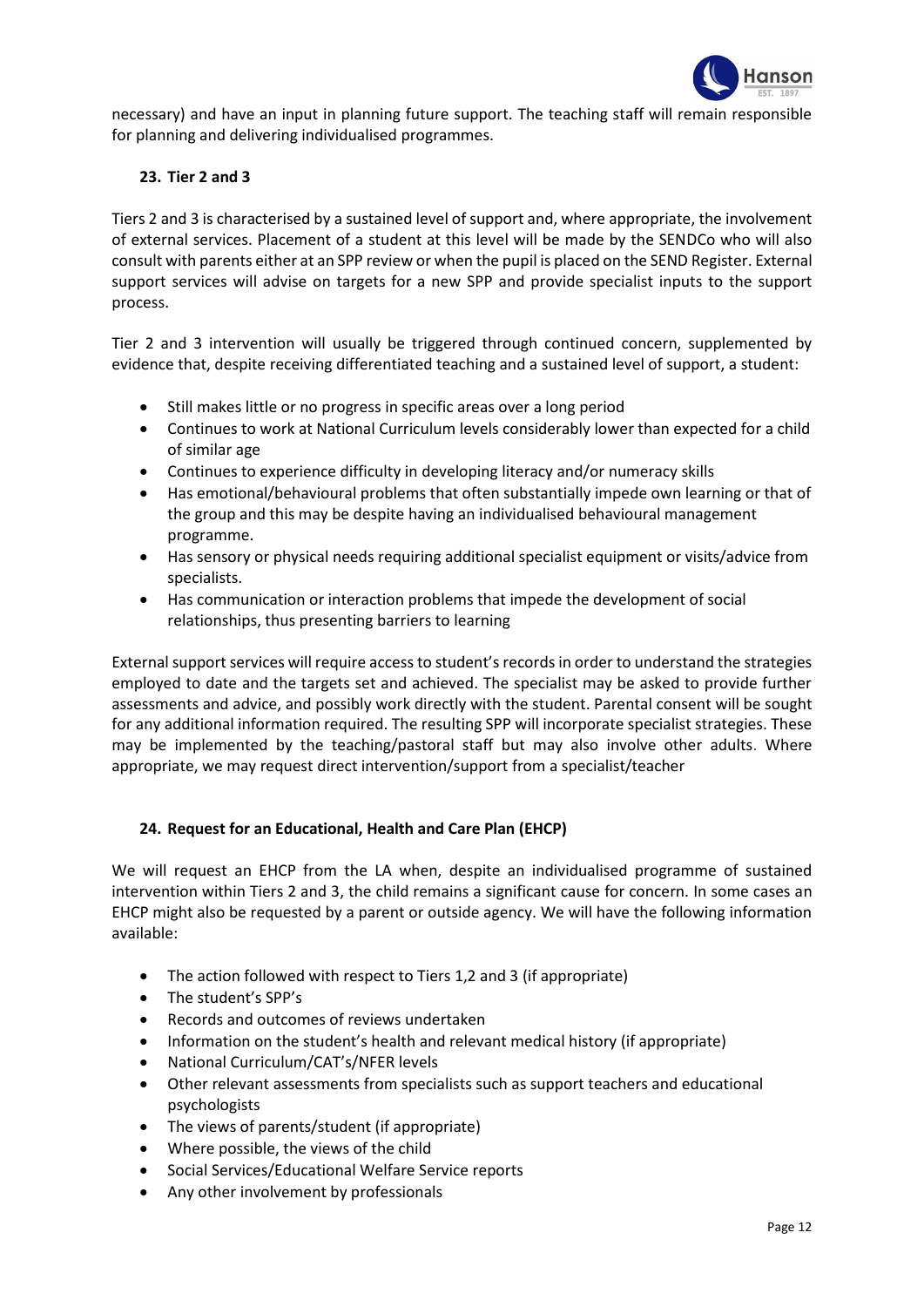necessary) and have an input in planning future support. The teaching staff will remain responsible for planning and delivering individualised programmes.

### 23. Tier 2 and 3

Tiers 2 and 3 is characterised by a sustained level of support and, where appropriate, the involvement of external services. Placement of a student at this level will be made by the SENDCo who will also consult with parents either at an SPP review or when the pupil is placed on the SEND Register. External support services will advise on targets for a new SPP and provide specialist inputs to the support process.

Tier 2 and 3 intervention will usually be triggered through continued concern, supplemented by evidence that, despite receiving differentiated teaching and a sustained level of support, a student:

- Still makes little or no progress in specific areas over a long period
- Continues to work at National Curriculum levels considerably lower than expected for a child of similar age
- Continues to experience difficulty in developing literacy and/or numeracy skills
- Has emotional/behavioural problems that often substantially impede own learning or that of the group and this may be despite having an individualised behavioural management programme.
- Has sensory or physical needs requiring additional specialist equipment or visits/advice from specialists.
- Has communication or interaction problems that impede the development of social relationships, thus presenting barriers to learning

External support services will require access to student's records in order to understand the strategies employed to date and the targets set and achieved. The specialist may be asked to provide further assessments and advice, and possibly work directly with the student. Parental consent will be sought for any additional information required. The resulting SPP will incorporate specialist strategies. These may be implemented by the teaching/pastoral staff but may also involve other adults. Where appropriate, we may request direct intervention/support from a specialist/teacher

### 24. Request for an Educational, Health and Care Plan (EHCP)

We will request an EHCP from the LA when, despite an individualised programme of sustained intervention within Tiers 2 and 3, the child remains a significant cause for concern. In some cases an EHCP might also be requested by a parent or outside agency. We will have the following information available:

- The action followed with respect to Tiers 1,2 and 3 (if appropriate)
- The student's SPP's
- Records and outcomes of reviews undertaken
- Information on the student's health and relevant medical history (if appropriate)
- National Curriculum/CAT's/NFER levels
- Other relevant assessments from specialists such as support teachers and educational psychologists
- The views of parents/student (if appropriate)
- Where possible, the views of the child
- Social Services/Educational Welfare Service reports
- Any other involvement by professionals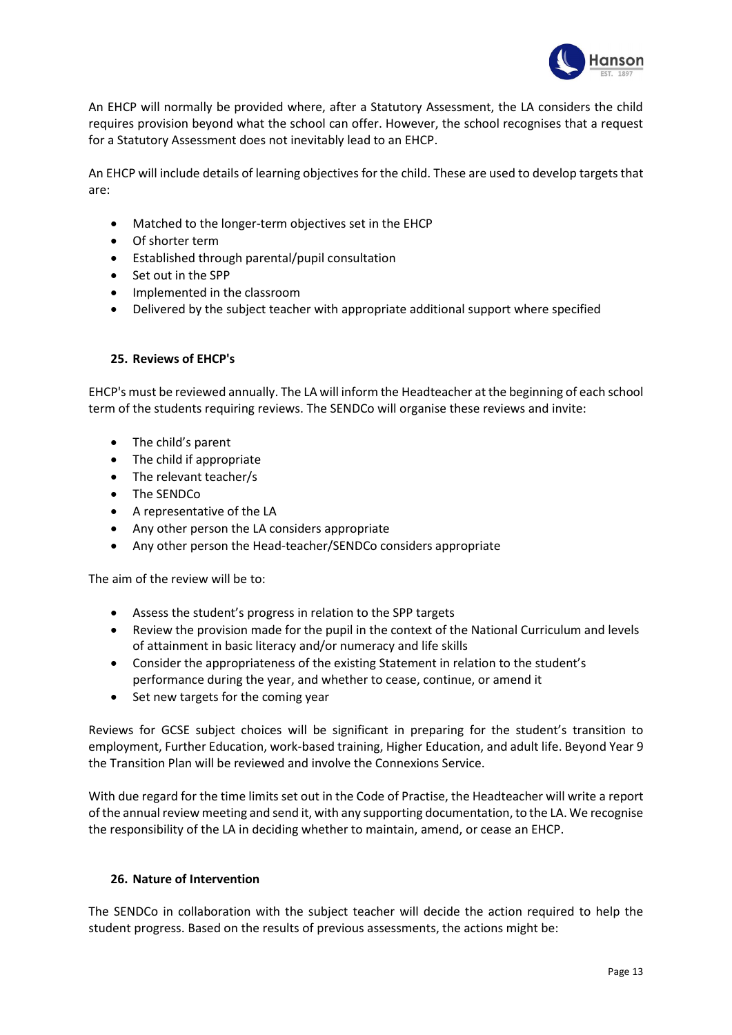An EHCP will normally be provided where, after a Statutory Assessment, the LA considers the child requires provision beyond what the school can offer. However, the school recognises that a request for a Statutory Assessment does not inevitably lead to an EHCP.

An EHCP will include details of learning objectives for the child. These are used to develop targets that are:

- Matched to the longer-term objectives set in the EHCP
- Of shorter term
- Established through parental/pupil consultation
- Set out in the SPP
- Implemented in the classroom
- Delivered by the subject teacher with appropriate additional support where specified

## 25. Reviews of EHCP's

EHCP's must be reviewed annually. The LA will inform the Headteacher at the beginning of each school term of the students requiring reviews. The SENDCo will organise these reviews and invite:

- The child's parent
- The child if appropriate
- The relevant teacher/s
- The SENDCo
- A representative of the LA
- Any other person the LA considers appropriate
- Any other person the Head-teacher/SENDCo considers appropriate

The aim of the review will be to:

- Assess the student's progress in relation to the SPP targets
- Review the provision made for the pupil in the context of the National Curriculum and levels of attainment in basic literacy and/or numeracy and life skills
- Consider the appropriateness of the existing Statement in relation to the student's performance during the year, and whether to cease, continue, or amend it
- Set new targets for the coming year

Reviews for GCSE subject choices will be significant in preparing for the student's transition to employment, Further Education, work-based training, Higher Education, and adult life. Beyond Year 9 the Transition Plan will be reviewed and involve the Connexions Service.

With due regard for the time limits set out in the Code of Practise, the Headteacher will write a report of the annual review meeting and send it, with any supporting documentation, to the LA. We recognise the responsibility of the LA in deciding whether to maintain, amend, or cease an EHCP.

## 26. Nature of Intervention

The SENDCo in collaboration with the subject teacher will decide the action required to help the student progress. Based on the results of previous assessments, the actions might be: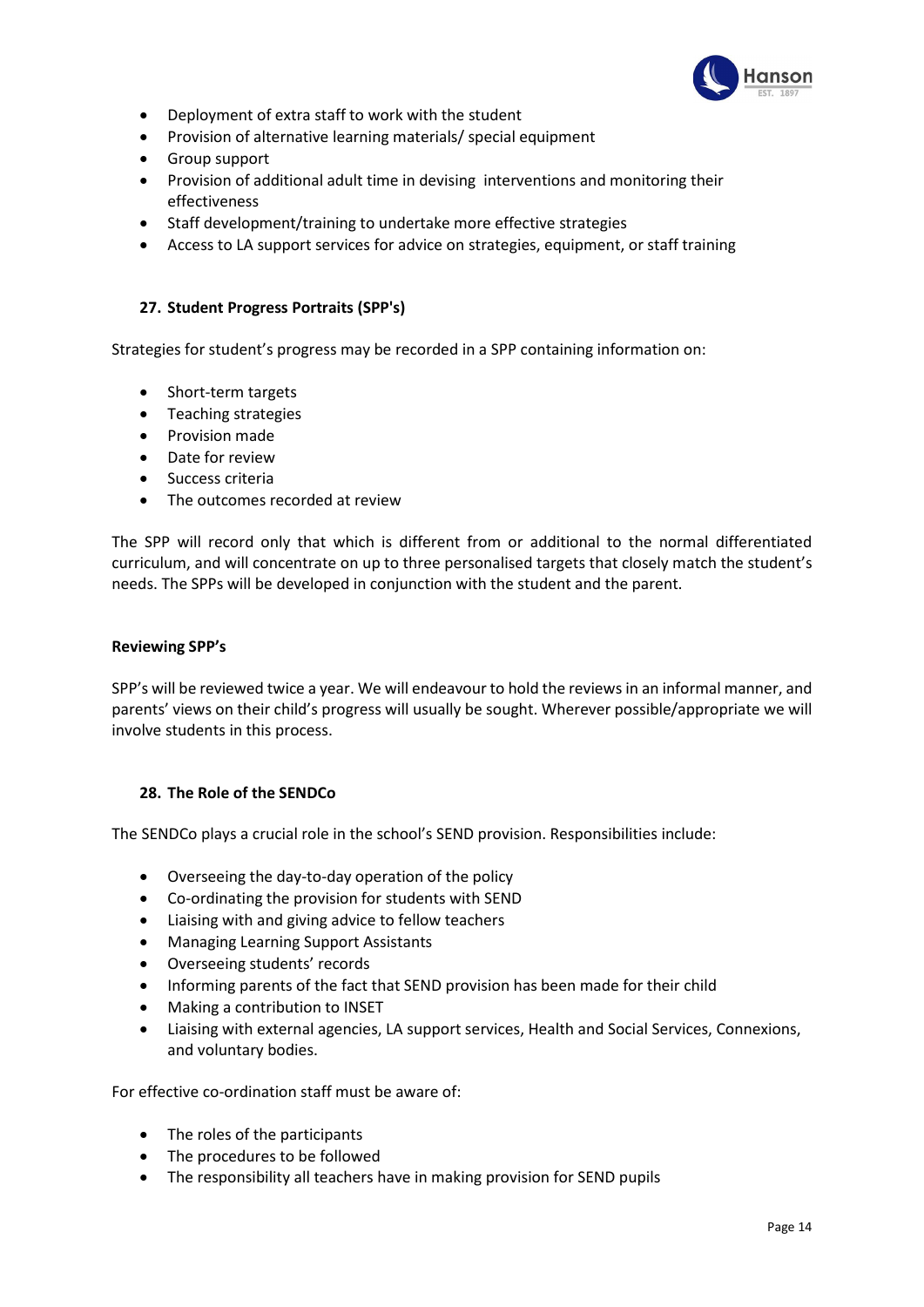- Deployment of extra staff to work with the student
- Provision of alternative learning materials/ special equipment
- Group support
- Provision of additional adult time in devising interventions and monitoring their effectiveness
- Staff development/training to undertake more effective strategies
- Access to LA support services for advice on strategies, equipment, or staff training

## 27. Student Progress Portraits (SPP's)

Strategies for student's progress may be recorded in a SPP containing information on:

- Short-term targets
- Teaching strategies
- Provision made
- Date for review
- Success criteria
- The outcomes recorded at review

The SPP will record only that which is different from or additional to the normal differentiated curriculum, and will concentrate on up to three personalised targets that closely match the student's needs. The SPPs will be developed in conjunction with the student and the parent.

### Reviewing SPP's

SPP's will be reviewed twice a year. We will endeavour to hold the reviews in an informal manner, and parents' views on their child's progress will usually be sought. Wherever possible/appropriate we will involve students in this process.

## 28. The Role of the SENDCo

The SENDCo plays a crucial role in the school's SEND provision. Responsibilities include:

- Overseeing the day-to-day operation of the policy
- Co-ordinating the provision for students with SEND
- Liaising with and giving advice to fellow teachers
- Managing Learning Support Assistants
- Overseeing students' records
- Informing parents of the fact that SEND provision has been made for their child
- Making a contribution to INSET
- Liaising with external agencies, LA support services, Health and Social Services, Connexions, and voluntary bodies.

For effective co-ordination staff must be aware of:

- The roles of the participants
- The procedures to be followed
- The responsibility all teachers have in making provision for SEND pupils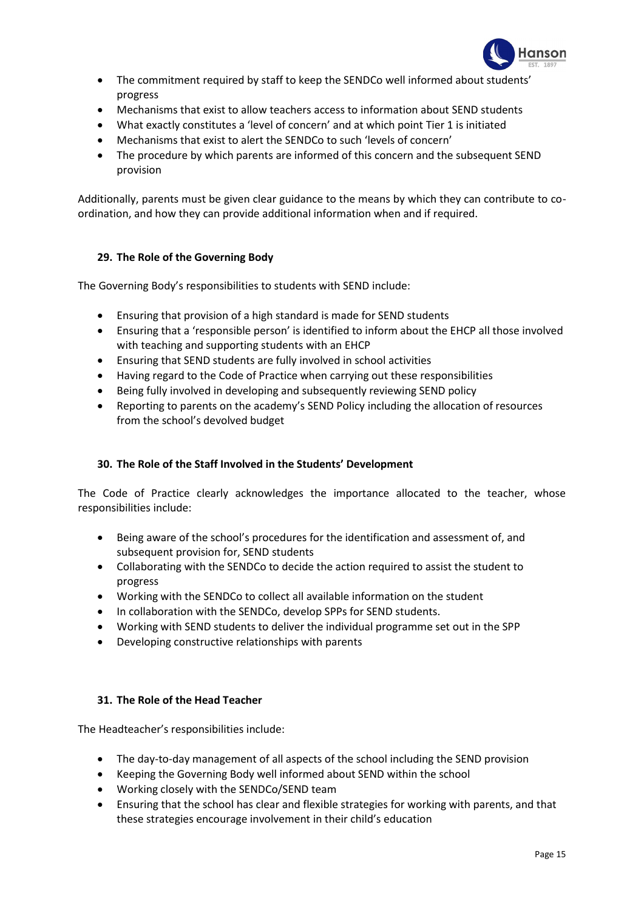- The commitment required by staff to keep the SENDCo well informed about students' progress
- Mechanisms that exist to allow teachers access to information about SEND students
- What exactly constitutes a 'level of concern' and at which point Tier 1 is initiated
- Mechanisms that exist to alert the SENDCo to such 'levels of concern'
- The procedure by which parents are informed of this concern and the subsequent SEND provision

Additionally, parents must be given clear guidance to the means by which they can contribute to co-ordination, and how they can provide additional information when and if required.

### 29. The Role of the Governing Body

The Governing Body's responsibilities to students with SEND include:

- Ensuring that provision of a high standard is made for SEND students
- Ensuring that a 'responsible person' is identified to inform about the EHCP all those involved with teaching and supporting students with an EHCP
- Ensuring that SEND students are fully involved in school activities
- Having regard to the Code of Practice when carrying out these responsibilities
- Being fully involved in developing and subsequently reviewing SEND policy
- Reporting to parents on the academy's SEND Policy including the allocation of resources from the school's devolved budget

### 30. The Role of the Staff Involved in the Students' Development

The Code of Practice clearly acknowledges the importance allocated to the teacher, whose responsibilities include:

- Being aware of the school's procedures for the identification and assessment of, and subsequent provision for, SEND students
- Collaborating with the SENDCo to decide the action required to assist the student to progress
- Working with the SENDCo to collect all available information on the student
- In collaboration with the SENDCo, develop SPPs for SEND students.
- Working with SEND students to deliver the individual programme set out in the SPP
- Developing constructive relationships with parents

### 31. The Role of the Head Teacher

The Headteacher's responsibilities include:

- The day-to-day management of all aspects of the school including the SEND provision
- Keeping the Governing Body well informed about SEND within the school
- Working closely with the SENDCo/SEND team
- Ensuring that the school has clear and flexible strategies for working with parents, and that these strategies encourage involvement in their child's education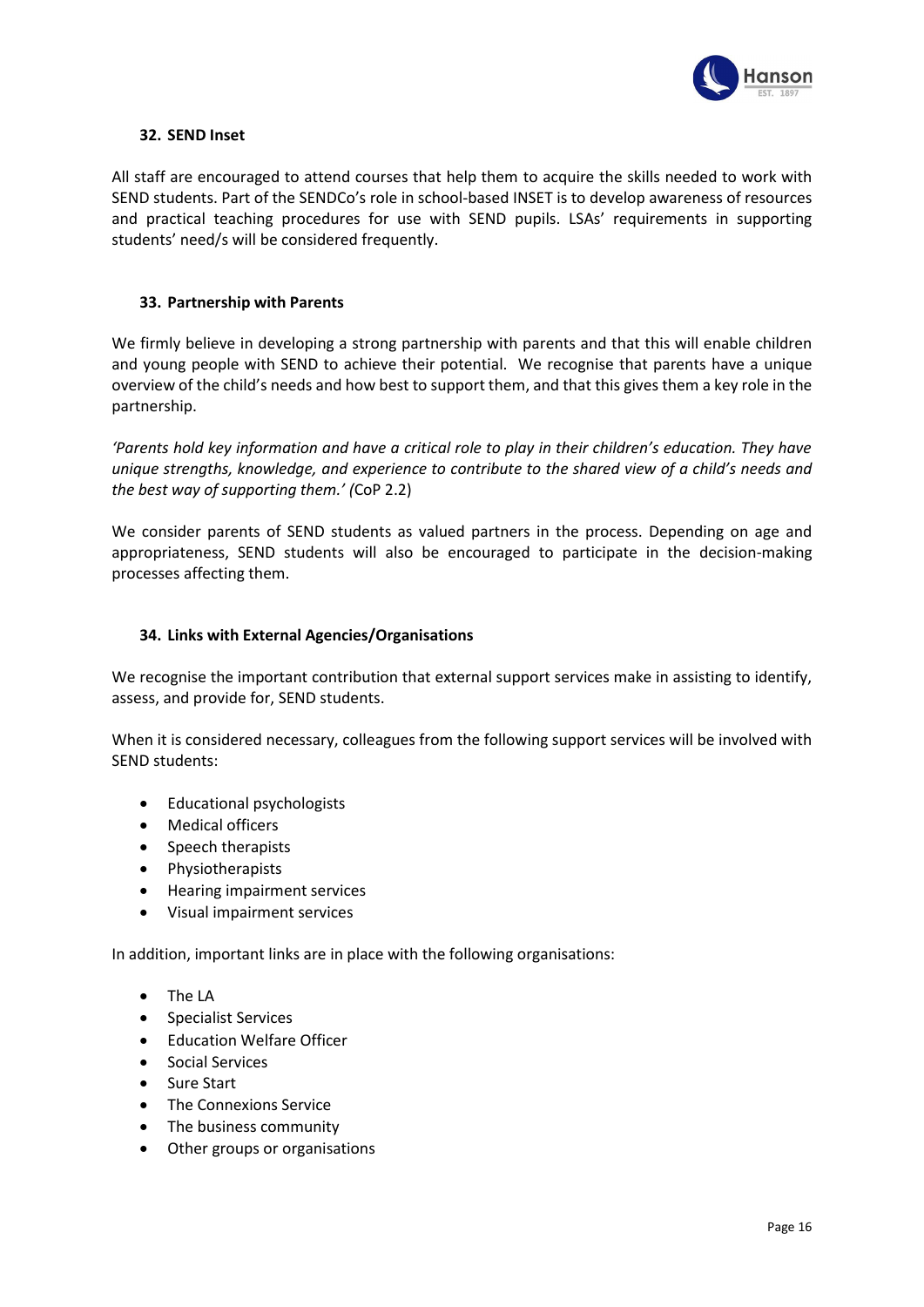### 32. SEND Inset

All staff are encouraged to attend courses that help them to acquire the skills needed to work with SEND students. Part of the SENDCo's role in school-based INSET is to develop awareness of resources and practical teaching procedures for use with SEND pupils. LSAs' requirements in supporting students' need/s will be considered frequently.

### 33. Partnership with Parents

We firmly believe in developing a strong partnership with parents and that this will enable children and young people with SEND to achieve their potential. We recognise that parents have a unique overview of the child's needs and how best to support them, and that this gives them a key role in the partnership.

*'Parents hold key information and have a critical role to play in their children's education. They have unique strengths, knowledge, and experience to contribute to the shared view of a child's needs and the best way of supporting them.' (*CoP 2.2)

We consider parents of SEND students as valued partners in the process. Depending on age and appropriateness, SEND students will also be encouraged to participate in the decision-making processes affecting them.

### 34. Links with External Agencies/Organisations

We recognise the important contribution that external support services make in assisting to identify, assess, and provide for, SEND students.

When it is considered necessary, colleagues from the following support services will be involved with SEND students:

- Educational psychologists
- Medical officers
- Speech therapists
- Physiotherapists
- Hearing impairment services
- Visual impairment services

In addition, important links are in place with the following organisations:

- The LA
- Specialist Services
- Education Welfare Officer
- Social Services
- Sure Start
- The Connexions Service
- The business community
- Other groups or organisations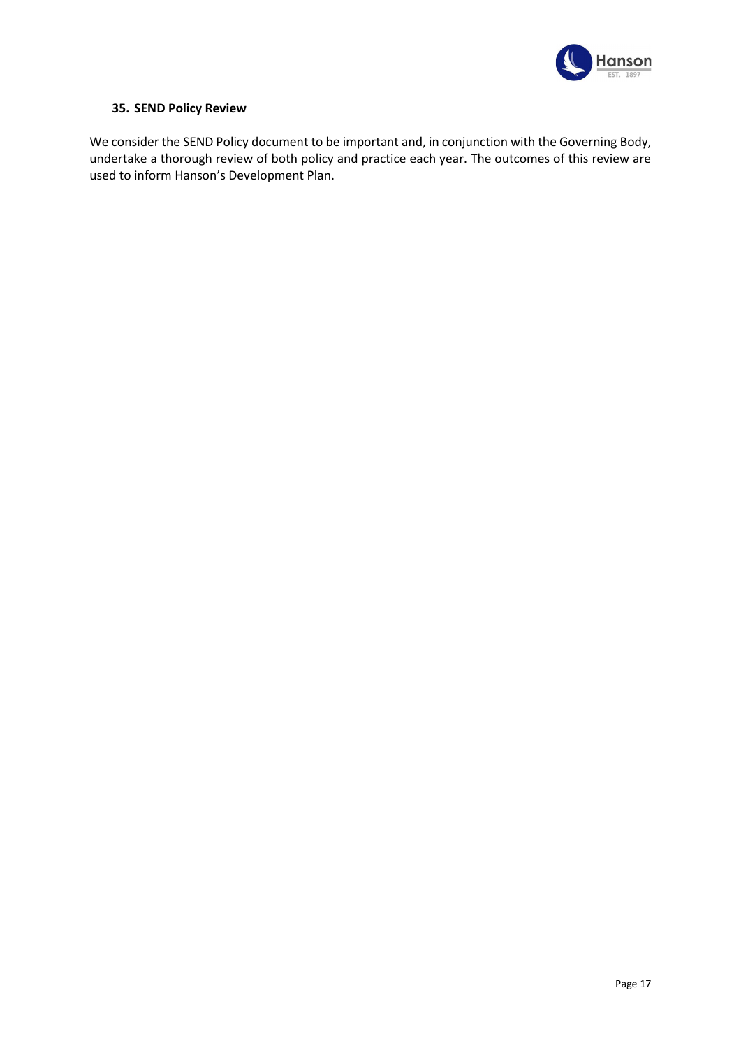## 35. SEND Policy Review

We consider the SEND Policy document to be important and, in conjunction with the Governing Body, undertake a thorough review of both policy and practice each year. The outcomes of this review are used to inform Hanson's Development Plan.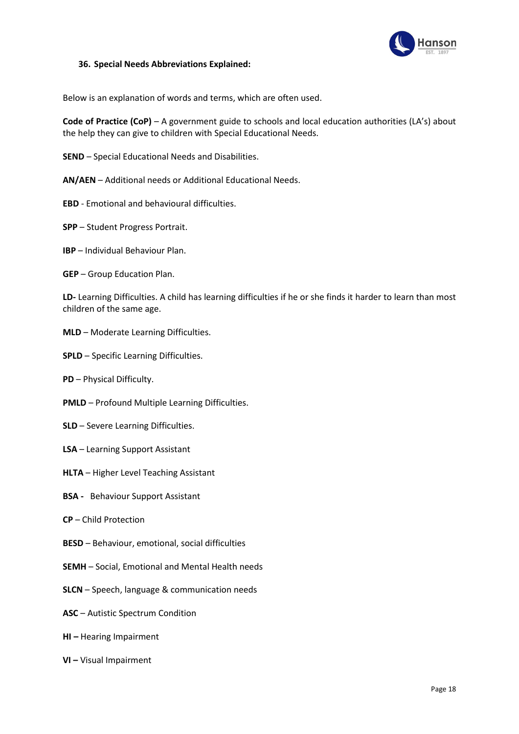### 36. Special Needs Abbreviations Explained:

Below is an explanation of words and terms, which are often used.

**Code of Practice (CoP)** – A government guide to schools and local education authorities (LA's) about the help they can give to children with Special Educational Needs.

**SEND** – Special Educational Needs and Disabilities.

**AN/AEN** – Additional needs or Additional Educational Needs.

**EBD** - Emotional and behavioural difficulties.

**SPP** – Student Progress Portrait.

**IBP** – Individual Behaviour Plan.

**GEP** – Group Education Plan.

**LD-** Learning Difficulties. A child has learning difficulties if he or she finds it harder to learn than most children of the same age.

**MLD** – Moderate Learning Difficulties.

**SPLD** – Specific Learning Difficulties.

**PD** – Physical Difficulty.

**PMLD** – Profound Multiple Learning Difficulties.

**SLD** – Severe Learning Difficulties.

**LSA** – Learning Support Assistant

**HLTA** – Higher Level Teaching Assistant

**BSA -** Behaviour Support Assistant

**CP** – Child Protection

**BESD** – Behaviour, emotional, social difficulties

**SEMH** – Social, Emotional and Mental Health needs

**SLCN** – Speech, language & communication needs

**ASC** – Autistic Spectrum Condition

**HI –** Hearing Impairment

**VI –** Visual Impairment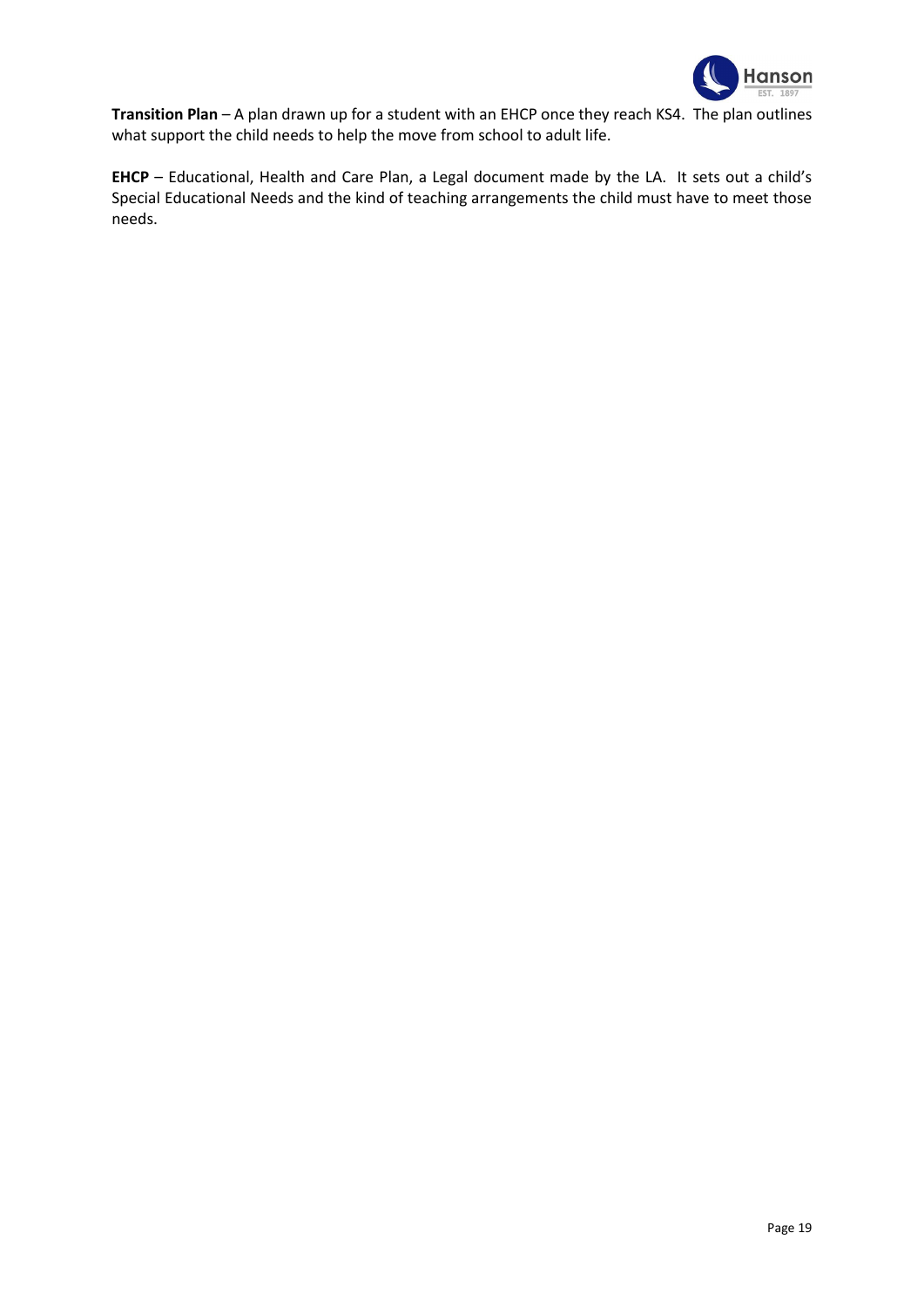**Transition Plan** – A plan drawn up for a student with an EHCP once they reach KS4. The plan outlines what support the child needs to help the move from school to adult life.

**EHCP** – Educational, Health and Care Plan, a Legal document made by the LA. It sets out a child's Special Educational Needs and the kind of teaching arrangements the child must have to meet those needs.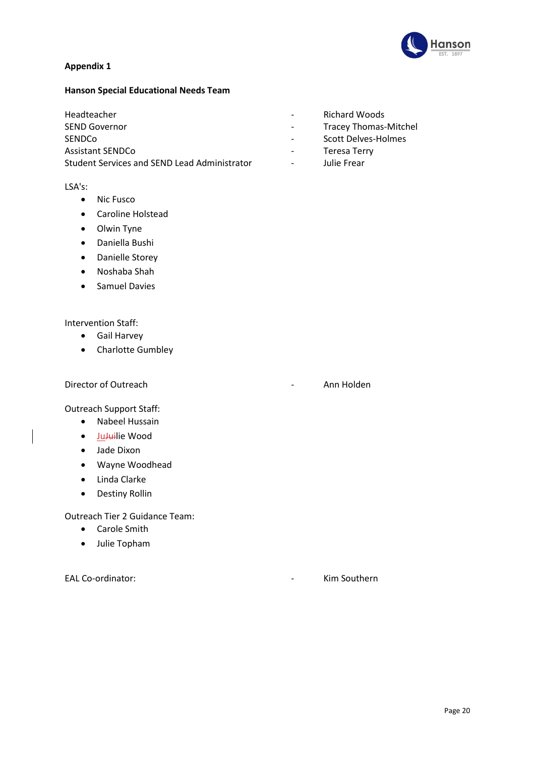**Appendix 1**

**Hanson Special Educational Needs Team**

Headteacher - Richard Woods
SEND Governor - Tracey Thomas-Mitchel
SENDCo - Scott Delves-Holmes
Assistant SENDCo - Teresa Terry
Student Services and SEND Lead Administrator - Julie Frear

LSA's:

- Nic Fusco
- Caroline Holstead
- Olwin Tyne
- Daniella Bushi
- Danielle Storey
- Noshaba Shah
- Samuel Davies

Intervention Staff:

- Gail Harvey
- Charlotte Gumbley

Director of Outreach - Ann Holden

Outreach Support Staff:

- Nabeel Hussain
- Julie Wood
- Jade Dixon
- Wayne Woodhead
- Linda Clarke
- Destiny Rollin

Outreach Tier 2 Guidance Team:

- Carole Smith
- Julie Topham

EAL Co-ordinator: - Kim Southern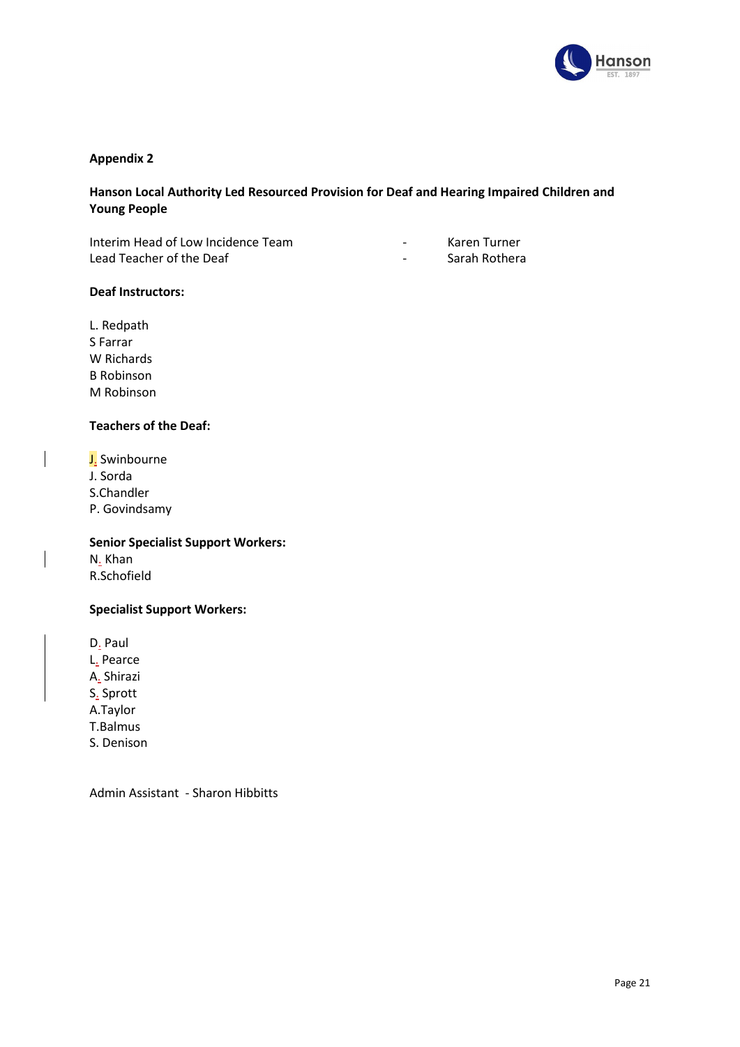**Appendix 2**

**Hanson Local Authority Led Resourced Provision for Deaf and Hearing Impaired Children and Young People**

Interim Head of Low Incidence Team - Karen Turner
Lead Teacher of the Deaf - Sarah Rothera

**Deaf Instructors:**

L. Redpath
S Farrar
W Richards
B Robinson
M Robinson

**Teachers of the Deaf:**

J. Swinbourne
J. Sorda
S.Chandler
P. Govindsamy

**Senior Specialist Support Workers:**
N. Khan
R.Schofield

**Specialist Support Workers:**

D. Paul
L. Pearce
A. Shirazi
S. Sprott
A.Taylor
T.Balmus
S. Denison

Admin Assistant - Sharon Hibbitts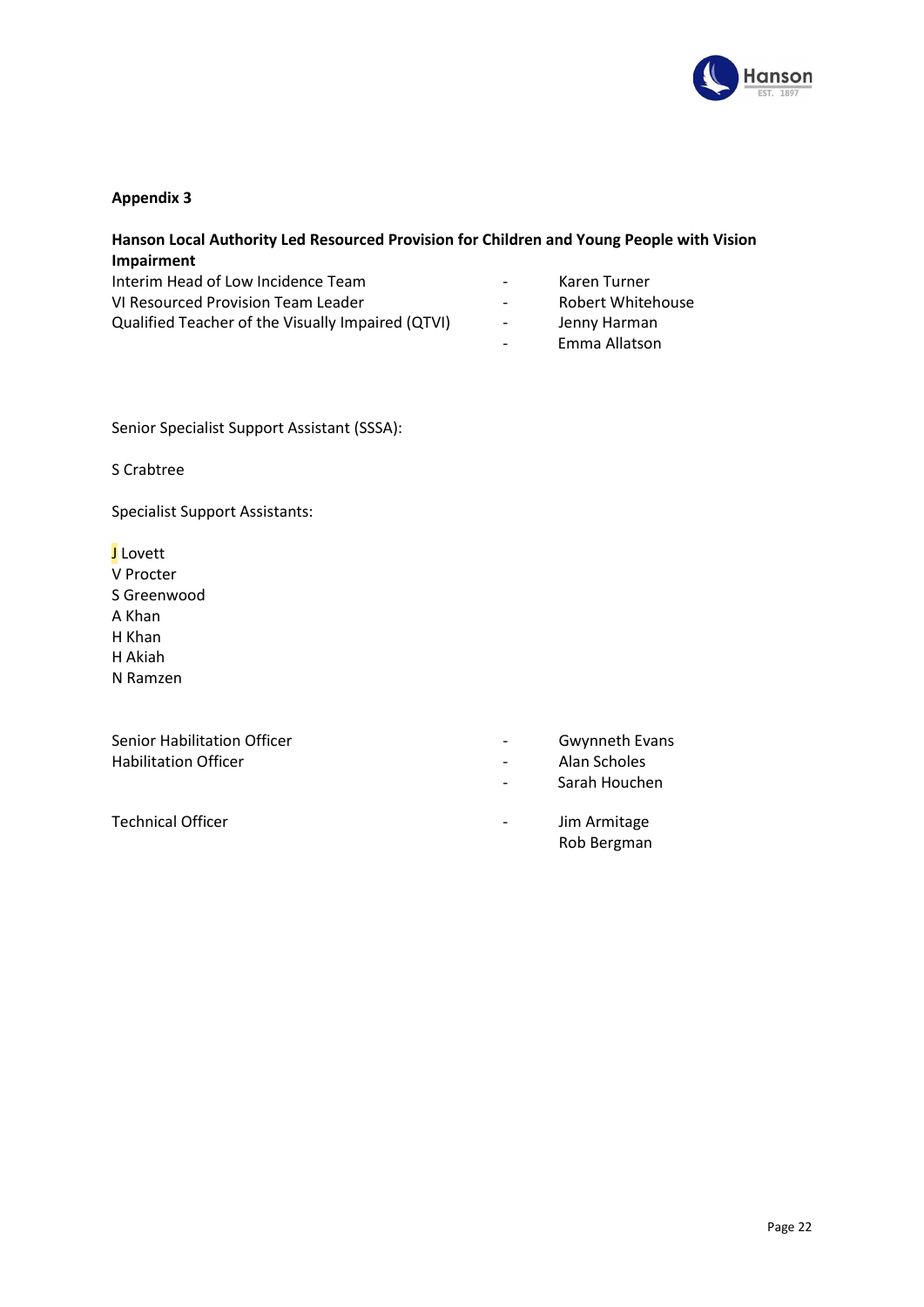**Appendix 3**

**Hanson Local Authority Led Resourced Provision for Children and Young People with Vision Impairment**

| | | |
|---|---|---|
| Interim Head of Low Incidence Team | - | Karen Turner |
| VI Resourced Provision Team Leader | - | Robert Whitehouse |
| Qualified Teacher of the Visually Impaired (QTVI) | - | Jenny Harman |
| | - | Emma Allatson |

Senior Specialist Support Assistant (SSSA):

S Crabtree

Specialist Support Assistants:

J Lovett
V Procter
S Greenwood
A Khan
H Khan
H Akiah
N Ramzen

| | | |
|---|---|---|
| Senior Habilitation Officer | - | Gwynneth Evans |
| Habilitation Officer | - | Alan Scholes |
| | - | Sarah Houchen |
| Technical Officer | - | Jim Armitage |
| | | Rob Bergman |